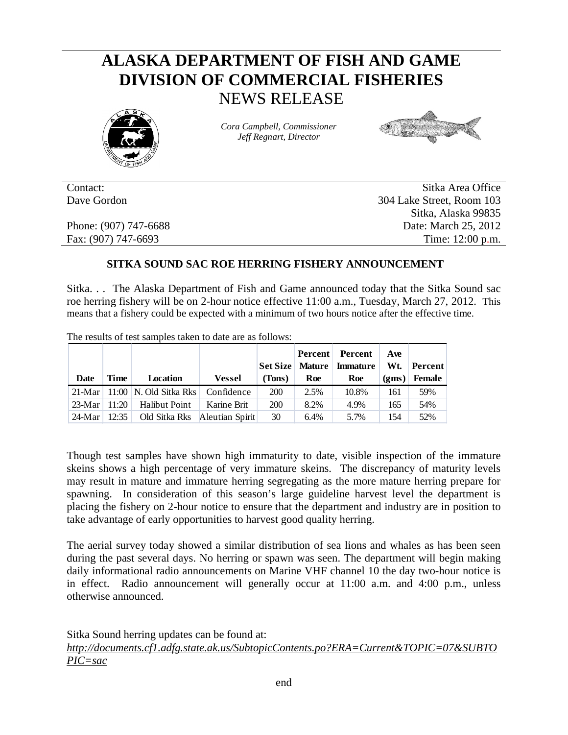# ALASKA DEPARTMENT OF FISH AND GAME
# DIVISION OF COMMERCIAL FISHERIES
## NEWS RELEASE

*Cora Campbell, Commissioner*
*Jeff Regnart, Director*

Contact: Dave Gordon
Phone: (907) 747-6688
Fax: (907) 747-6693

Sitka Area Office
304 Lake Street, Room 103
Sitka, Alaska 99835
Date: March 25, 2012
Time: 12:00 p.m.

### SITKA SOUND SAC ROE HERRING FISHERY ANNOUNCEMENT

Sitka. . . The Alaska Department of Fish and Game announced today that the Sitka Sound sac roe herring fishery will be on 2-hour notice effective 11:00 a.m., Tuesday, March 27, 2012. This means that a fishery could be expected with a minimum of two hours notice after the effective time.

The results of test samples taken to date are as follows:

| Date | Time | Location | Vessel | Set Size (Tons) | Percent Mature Roe | Percent Immature Roe | Ave Wt. (gms) | Percent Female |
|---|---|---|---|---|---|---|---|---|
| 21-Mar | 11:00 | N. Old Sitka Rks | Confidence | 200 | 2.5% | 10.8% | 161 | 59% |
| 23-Mar | 11:20 | Halibut Point | Karine Brit | 200 | 8.2% | 4.9% | 165 | 54% |
| 24-Mar | 12:35 | Old Sitka Rks | Aleutian Spirit | 30 | 6.4% | 5.7% | 154 | 52% |

Though test samples have shown high immaturity to date, visible inspection of the immature skeins shows a high percentage of very immature skeins. The discrepancy of maturity levels may result in mature and immature herring segregating as the more mature herring prepare for spawning. In consideration of this season's large guideline harvest level the department is placing the fishery on 2-hour notice to ensure that the department and industry are in position to take advantage of early opportunities to harvest good quality herring.

The aerial survey today showed a similar distribution of sea lions and whales as has been seen during the past several days. No herring or spawn was seen. The department will begin making daily informational radio announcements on Marine VHF channel 10 the day two-hour notice is in effect. Radio announcement will generally occur at 11:00 a.m. and 4:00 p.m., unless otherwise announced.

Sitka Sound herring updates can be found at:
*http://documents.cf1.adfg.state.ak.us/SubtopicContents.po?ERA=Current&TOPIC=07&SUBTOPIC=sac*

end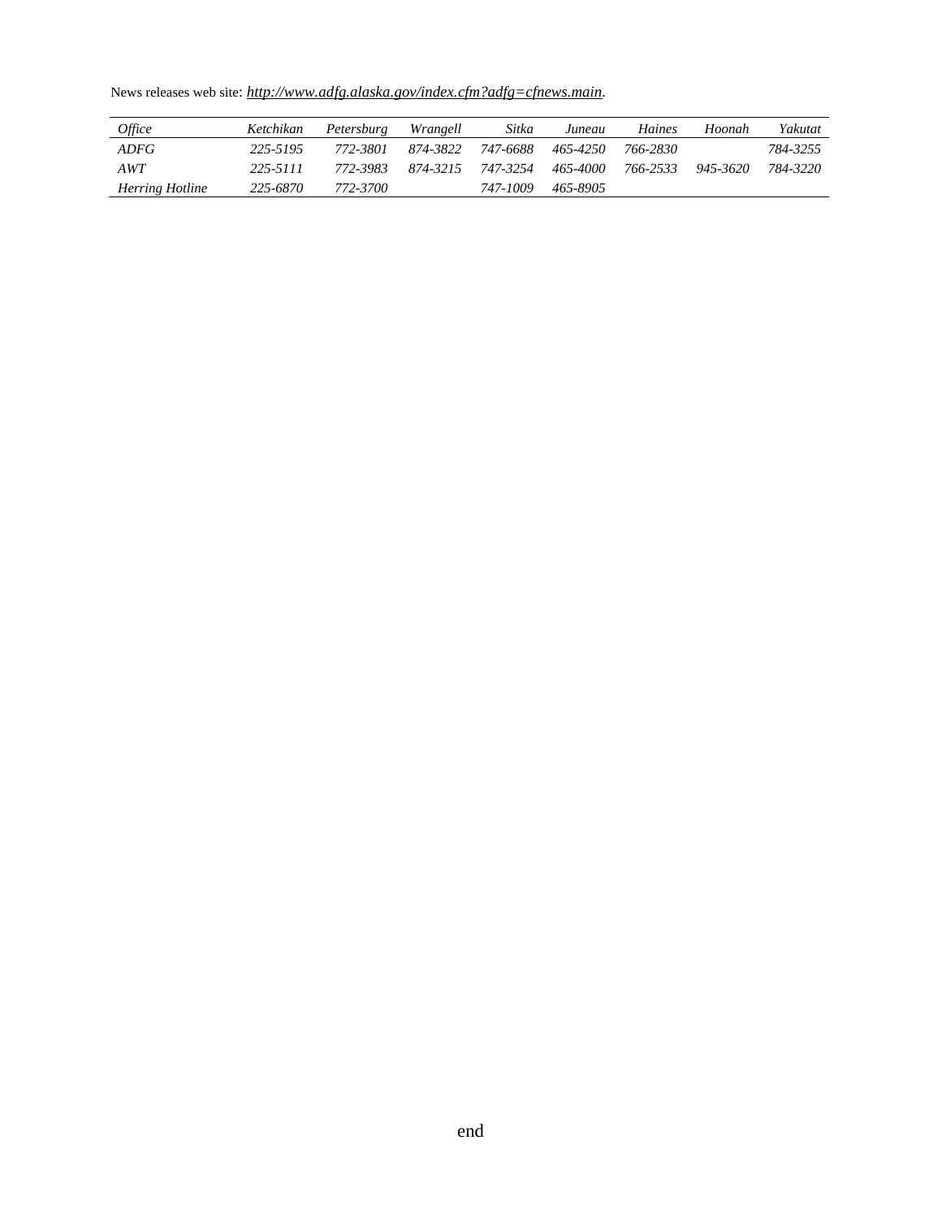News releases web site: *http://www.adfg.alaska.gov/index.cfm?adfg=cfnews.main*.

| *Office* | *Ketchikan* | *Petersburg* | *Wrangell* | *Sitka* | *Juneau* | *Haines* | *Hoonah* | *Yakutat* |
|---|---|---|---|---|---|---|---|---|
| *ADFG* | *225-5195* | *772-3801* | *874-3822* | *747-6688* | *465-4250* | *766-2830* | | *784-3255* |
| *AWT* | *225-5111* | *772-3983* | *874-3215* | *747-3254* | *465-4000* | *766-2533* | *945-3620* | *784-3220* |
| *Herring Hotline* | *225-6870* | *772-3700* | | *747-1009* | *465-8905* | | | |

end